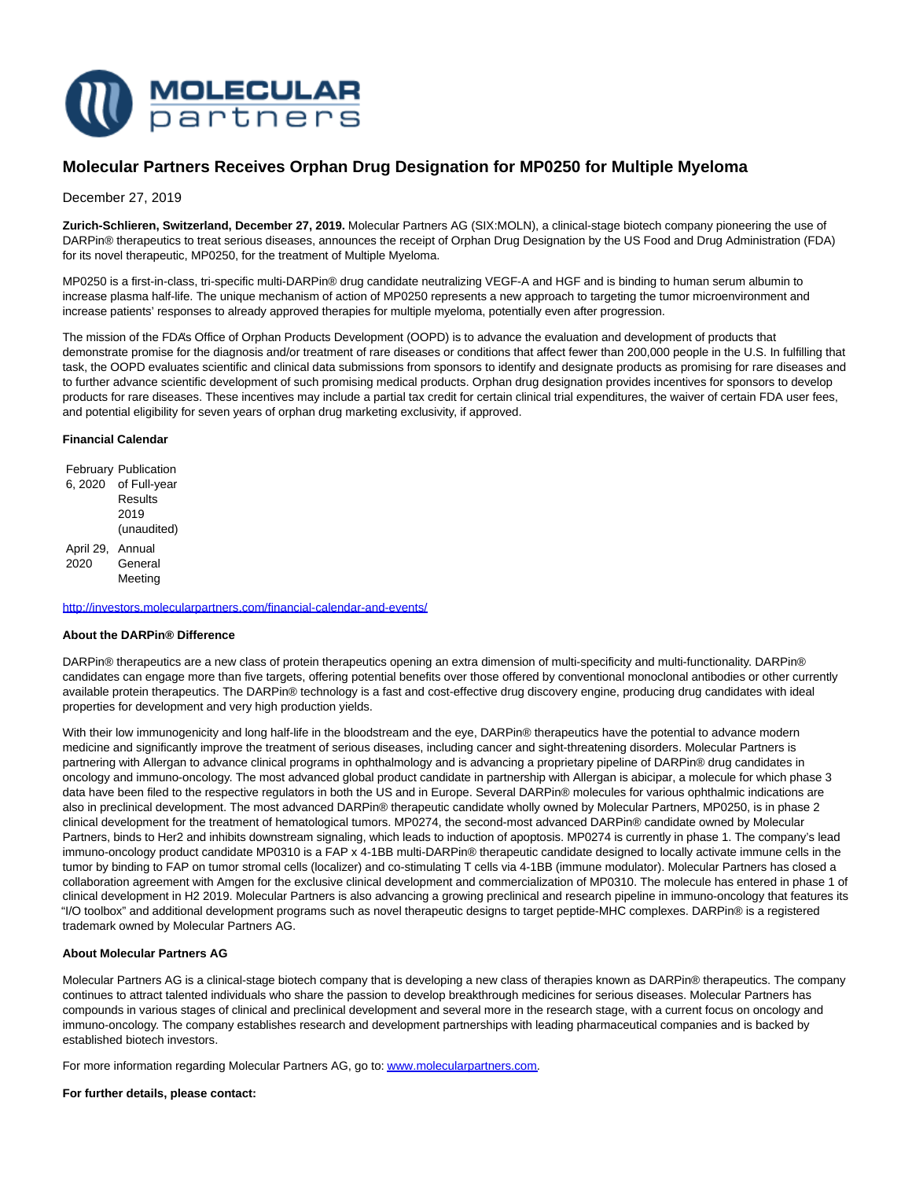# Molecular Partners Receives Orphan Drug Designation for MP0250 for Multiple Myeloma

December 27, 2019

**Zurich-Schlieren, Switzerland, December 27, 2019.** Molecular Partners AG (SIX:MOLN), a clinical-stage biotech company pioneering the use of DARPin® therapeutics to treat serious diseases, announces the receipt of Orphan Drug Designation by the US Food and Drug Administration (FDA) for its novel therapeutic, MP0250, for the treatment of Multiple Myeloma.

MP0250 is a first-in-class, tri-specific multi-DARPin® drug candidate neutralizing VEGF-A and HGF and is binding to human serum albumin to increase plasma half-life. The unique mechanism of action of MP0250 represents a new approach to targeting the tumor microenvironment and increase patients' responses to already approved therapies for multiple myeloma, potentially even after progression.

The mission of the FDA's Office of Orphan Products Development (OOPD) is to advance the evaluation and development of products that demonstrate promise for the diagnosis and/or treatment of rare diseases or conditions that affect fewer than 200,000 people in the U.S. In fulfilling that task, the OOPD evaluates scientific and clinical data submissions from sponsors to identify and designate products as promising for rare diseases and to further advance scientific development of such promising medical products. Orphan drug designation provides incentives for sponsors to develop products for rare diseases. These incentives may include a partial tax credit for certain clinical trial expenditures, the waiver of certain FDA user fees, and potential eligibility for seven years of orphan drug marketing exclusivity, if approved.

**Financial Calendar**

| | |
|---|---|
| February 6, 2020 | Publication of Full-year Results 2019 (unaudited) |
| April 29, 2020 | Annual General Meeting |

http://investors.molecularpartners.com/financial-calendar-and-events/

**About the DARPin® Difference**

DARPin® therapeutics are a new class of protein therapeutics opening an extra dimension of multi-specificity and multi-functionality. DARPin® candidates can engage more than five targets, offering potential benefits over those offered by conventional monoclonal antibodies or other currently available protein therapeutics. The DARPin® technology is a fast and cost-effective drug discovery engine, producing drug candidates with ideal properties for development and very high production yields.

With their low immunogenicity and long half-life in the bloodstream and the eye, DARPin® therapeutics have the potential to advance modern medicine and significantly improve the treatment of serious diseases, including cancer and sight-threatening disorders. Molecular Partners is partnering with Allergan to advance clinical programs in ophthalmology and is advancing a proprietary pipeline of DARPin® drug candidates in oncology and immuno-oncology. The most advanced global product candidate in partnership with Allergan is abicipar, a molecule for which phase 3 data have been filed to the respective regulators in both the US and in Europe. Several DARPin® molecules for various ophthalmic indications are also in preclinical development. The most advanced DARPin® therapeutic candidate wholly owned by Molecular Partners, MP0250, is in phase 2 clinical development for the treatment of hematological tumors. MP0274, the second-most advanced DARPin® candidate owned by Molecular Partners, binds to Her2 and inhibits downstream signaling, which leads to induction of apoptosis. MP0274 is currently in phase 1. The company's lead immuno-oncology product candidate MP0310 is a FAP x 4-1BB multi-DARPin® therapeutic candidate designed to locally activate immune cells in the tumor by binding to FAP on tumor stromal cells (localizer) and co-stimulating T cells via 4-1BB (immune modulator). Molecular Partners has closed a collaboration agreement with Amgen for the exclusive clinical development and commercialization of MP0310. The molecule has entered in phase 1 of clinical development in H2 2019. Molecular Partners is also advancing a growing preclinical and research pipeline in immuno-oncology that features its "I/O toolbox" and additional development programs such as novel therapeutic designs to target peptide-MHC complexes. DARPin® is a registered trademark owned by Molecular Partners AG.

**About Molecular Partners AG**

Molecular Partners AG is a clinical-stage biotech company that is developing a new class of therapies known as DARPin® therapeutics. The company continues to attract talented individuals who share the passion to develop breakthrough medicines for serious diseases. Molecular Partners has compounds in various stages of clinical and preclinical development and several more in the research stage, with a current focus on oncology and immuno-oncology. The company establishes research and development partnerships with leading pharmaceutical companies and is backed by established biotech investors.

For more information regarding Molecular Partners AG, go to: www.molecularpartners.com.

**For further details, please contact:**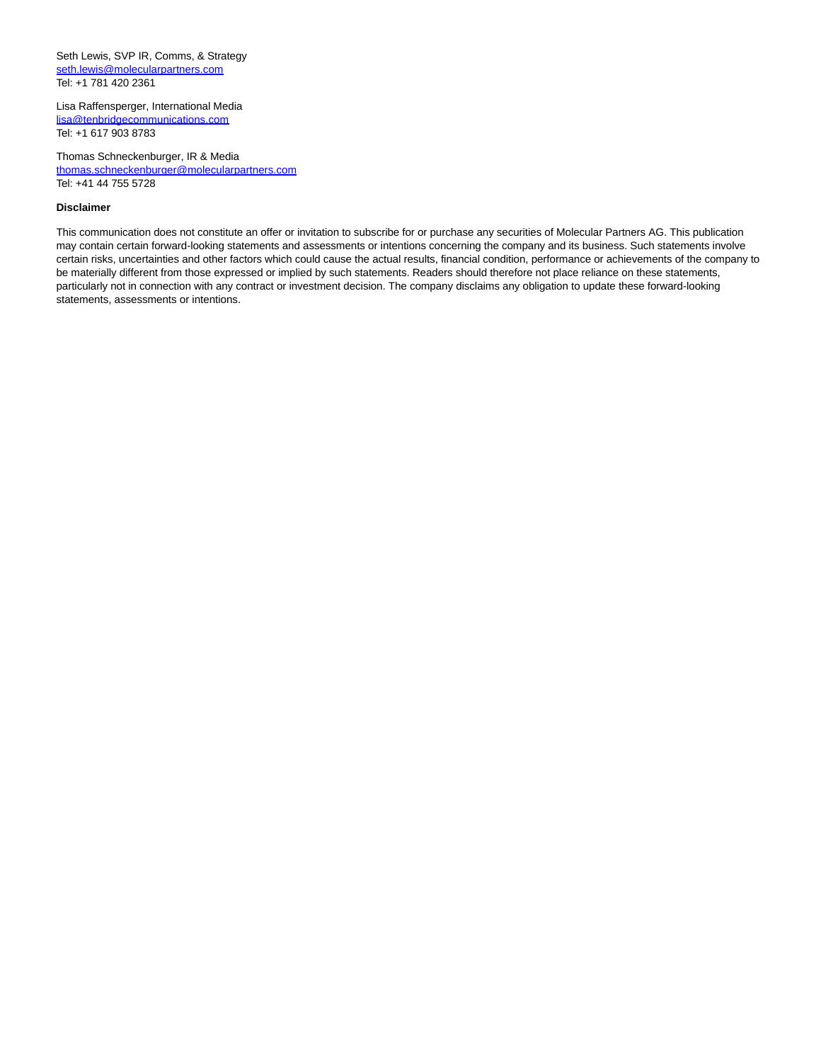Seth Lewis, SVP IR, Comms, & Strategy
seth.lewis@molecularpartners.com
Tel: +1 781 420 2361

Lisa Raffensperger, International Media
lisa@tenbridgecommunications.com
Tel: +1 617 903 8783

Thomas Schneckenburger, IR & Media
thomas.schneckenburger@molecularpartners.com
Tel: +41 44 755 5728

**Disclaimer**

This communication does not constitute an offer or invitation to subscribe for or purchase any securities of Molecular Partners AG. This publication may contain certain forward-looking statements and assessments or intentions concerning the company and its business. Such statements involve certain risks, uncertainties and other factors which could cause the actual results, financial condition, performance or achievements of the company to be materially different from those expressed or implied by such statements. Readers should therefore not place reliance on these statements, particularly not in connection with any contract or investment decision. The company disclaims any obligation to update these forward-looking statements, assessments or intentions.